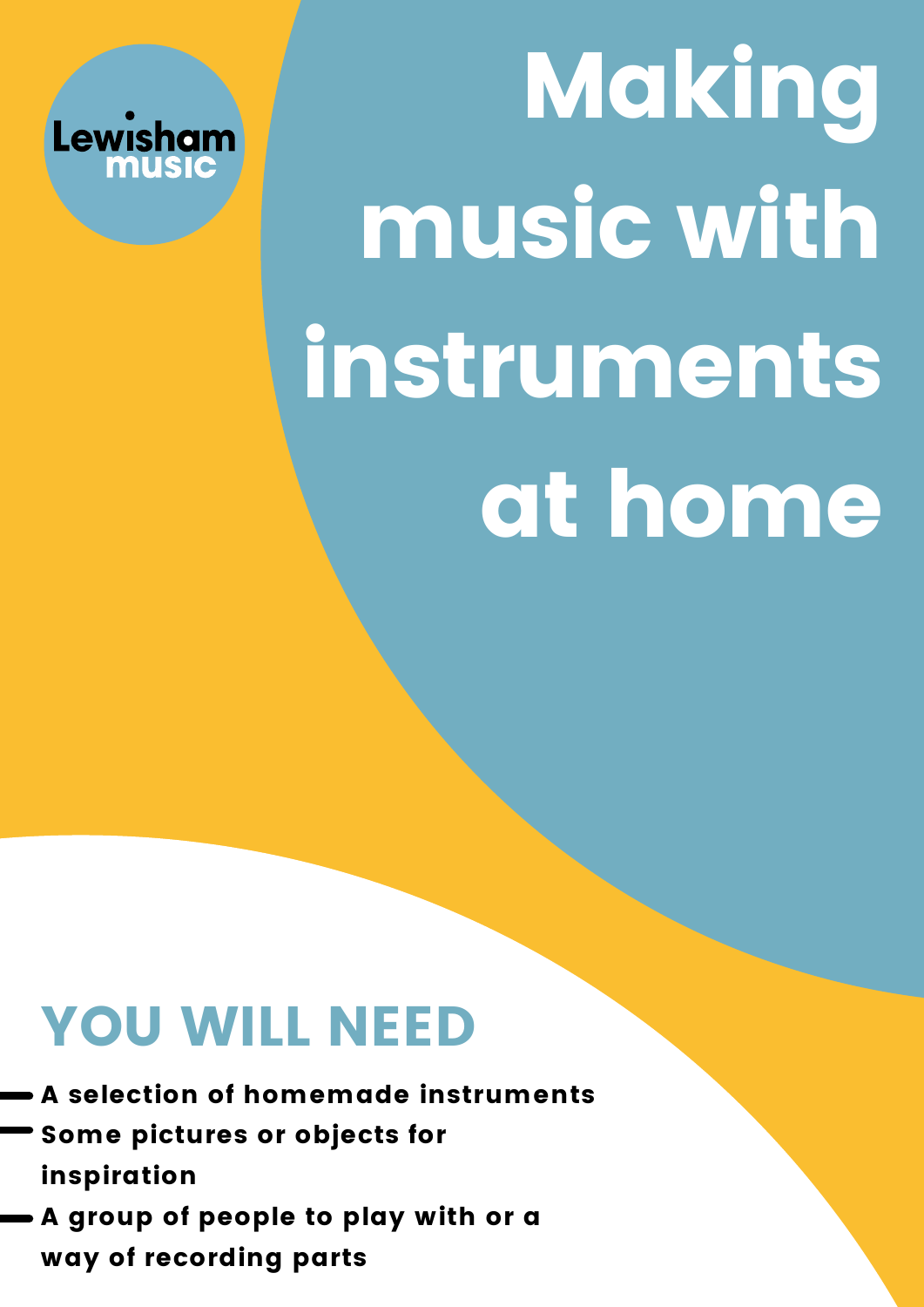Lewisham music

# Making music with instruments at home

## YOU WILL NEED

- A selection of homemade instruments
- Some pictures or objects for inspiration
- A group of people to play with or a way of recording parts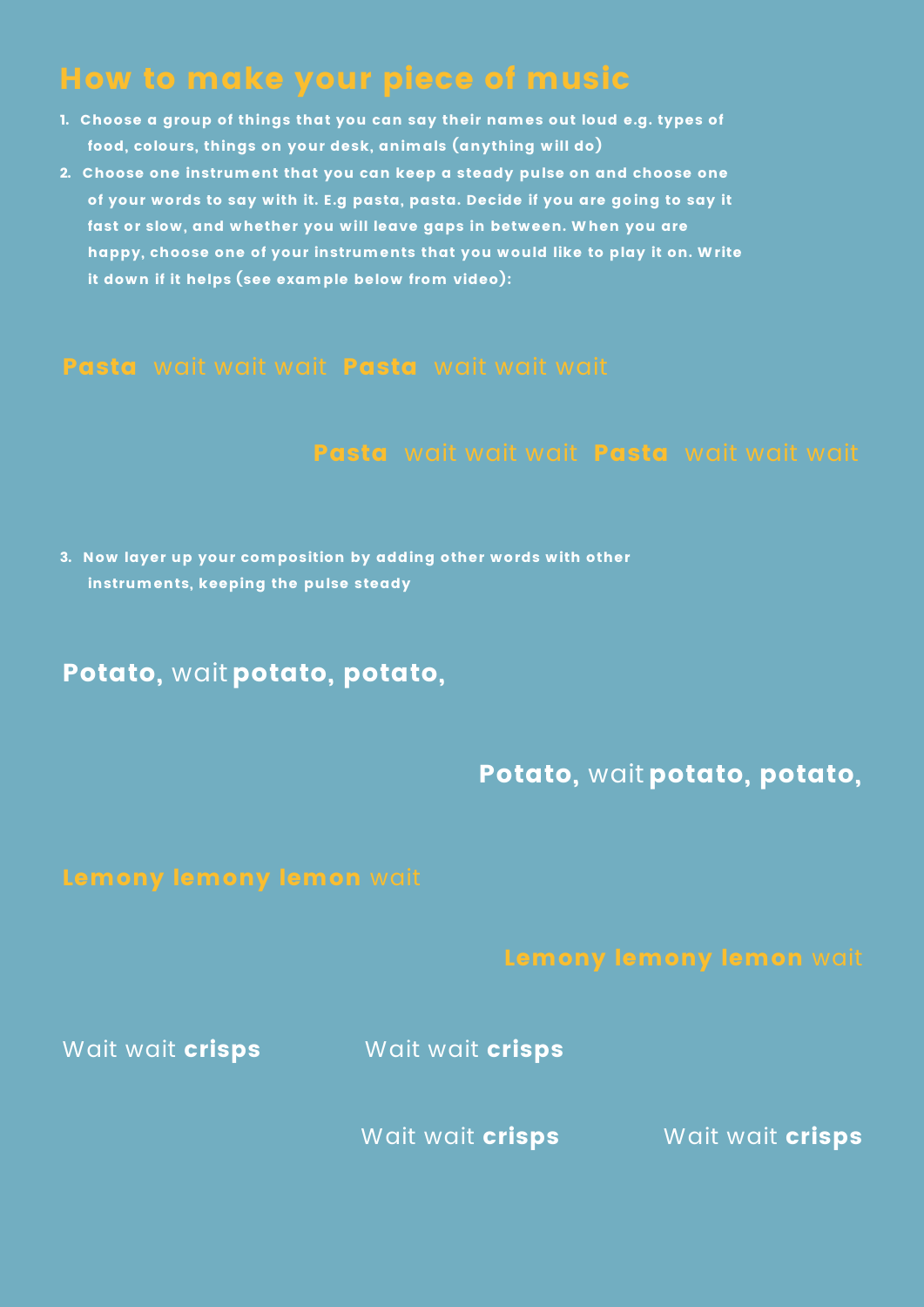# How to make your piece of music

1. Choose a group of things that you can say their names out loud e.g. types of food, colours, things on your desk, animals (anything will do)
2. Choose one instrument that you can keep a steady pulse on and choose one of your words to say with it. E.g pasta, pasta. Decide if you are going to say it fast or slow, and whether you will leave gaps in between. When you are happy, choose one of your instruments that you would like to play it on. Write it down if it helps (see example below from video):

**Pasta** wait wait wait **Pasta** wait wait wait

**Pasta** wait wait wait **Pasta** wait wait wait

3. Now layer up your composition by adding other words with other instruments, keeping the pulse steady

**Potato,** wait **potato, potato,**

**Potato,** wait **potato, potato,**

**Lemony lemony lemon** wait

**Lemony lemony lemon** wait

Wait wait **crisps** Wait wait **crisps**

Wait wait **crisps** Wait wait **crisps**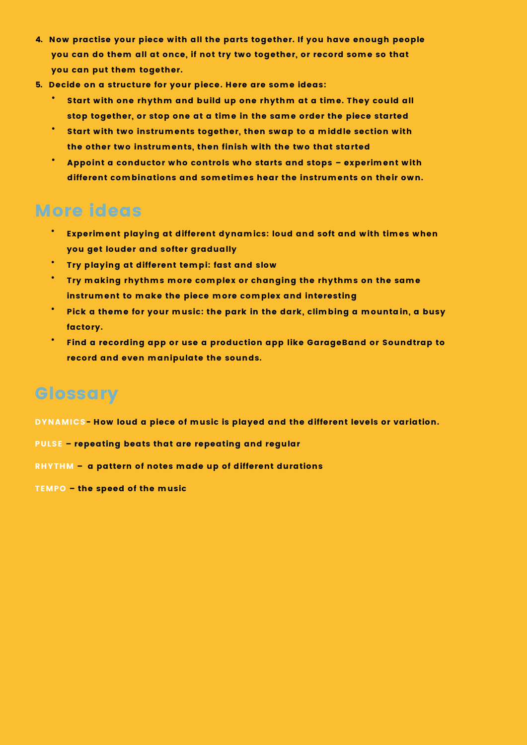4. **Now practise your piece with all the parts together. If you have enough people you can do them all at once, if not try two together, or record some so that you can put them together.**
5. **Decide on a structure for your piece. Here are some ideas:**
    - **Start with one rhythm and build up one rhythm at a time. They could all stop together, or stop one at a time in the same order the piece started**
    - **Start with two instruments together, then swap to a middle section with the other two instruments, then finish with the two that started**
    - **Appoint a conductor who controls who starts and stops – experiment with different combinations and sometimes hear the instruments on their own.**

## More ideas

- **Experiment playing at different dynamics: loud and soft and with times when you get louder and softer gradually**
- **Try playing at different tempi: fast and slow**
- **Try making rhythms more complex or changing the rhythms on the same instrument to make the piece more complex and interesting**
- **Pick a theme for your music: the park in the dark, climbing a mountain, a busy factory.**
- **Find a recording app or use a production app like GarageBand or Soundtrap to record and even manipulate the sounds.**

## Glossary

**DYNAMICS- How loud a piece of music is played and the different levels or variation.**

**PULSE – repeating beats that are repeating and regular**

**RHYTHM – a pattern of notes made up of different durations**

**TEMPO – the speed of the music**